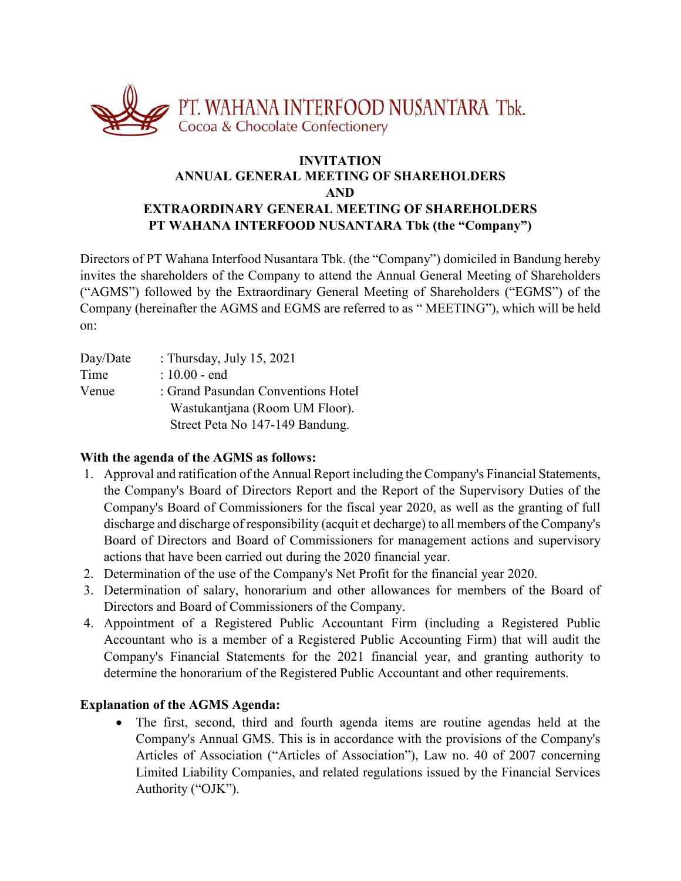PT. WAHANA INTERFOOD NUSANTARA Tbk.
Cocoa & Chocolate Confectionery

# INVITATION
## ANNUAL GENERAL MEETING OF SHAREHOLDERS
## AND
## EXTRAORDINARY GENERAL MEETING OF SHAREHOLDERS
## PT WAHANA INTERFOOD NUSANTARA Tbk (the "Company")

Directors of PT Wahana Interfood Nusantara Tbk. (the "Company") domiciled in Bandung hereby invites the shareholders of the Company to attend the Annual General Meeting of Shareholders ("AGMS") followed by the Extraordinary General Meeting of Shareholders ("EGMS") of the Company (hereinafter the AGMS and EGMS are referred to as " MEETING"), which will be held on:

| | |
|---|---|
| Day/Date | : Thursday, July 15, 2021 |
| Time | : 10.00 - end |
| Venue | : Grand Pasundan Conventions Hotel Wastukantjana (Room UM Floor). Street Peta No 147-149 Bandung. |

**With the agenda of the AGMS as follows:**

1. Approval and ratification of the Annual Report including the Company's Financial Statements, the Company's Board of Directors Report and the Report of the Supervisory Duties of the Company's Board of Commissioners for the fiscal year 2020, as well as the granting of full discharge and discharge of responsibility (acquit et decharge) to all members of the Company's Board of Directors and Board of Commissioners for management actions and supervisory actions that have been carried out during the 2020 financial year.
2. Determination of the use of the Company's Net Profit for the financial year 2020.
3. Determination of salary, honorarium and other allowances for members of the Board of Directors and Board of Commissioners of the Company.
4. Appointment of a Registered Public Accountant Firm (including a Registered Public Accountant who is a member of a Registered Public Accounting Firm) that will audit the Company's Financial Statements for the 2021 financial year, and granting authority to determine the honorarium of the Registered Public Accountant and other requirements.

**Explanation of the AGMS Agenda:**

- The first, second, third and fourth agenda items are routine agendas held at the Company's Annual GMS. This is in accordance with the provisions of the Company's Articles of Association ("Articles of Association"), Law no. 40 of 2007 concerning Limited Liability Companies, and related regulations issued by the Financial Services Authority ("OJK").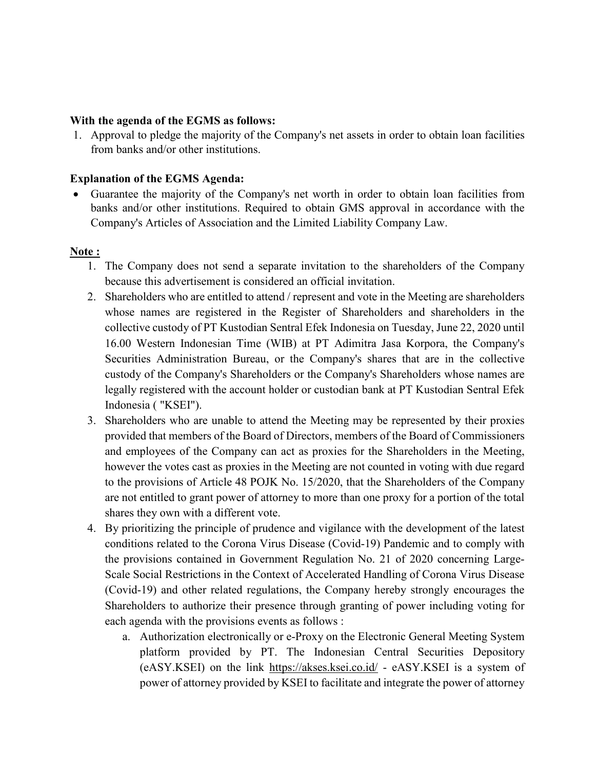**With the agenda of the EGMS as follows:**

1. Approval to pledge the majority of the Company's net assets in order to obtain loan facilities from banks and/or other institutions.

**Explanation of the EGMS Agenda:**

- Guarantee the majority of the Company's net worth in order to obtain loan facilities from banks and/or other institutions. Required to obtain GMS approval in accordance with the Company's Articles of Association and the Limited Liability Company Law.

**Note :**

1. The Company does not send a separate invitation to the shareholders of the Company because this advertisement is considered an official invitation.
2. Shareholders who are entitled to attend / represent and vote in the Meeting are shareholders whose names are registered in the Register of Shareholders and shareholders in the collective custody of PT Kustodian Sentral Efek Indonesia on Tuesday, June 22, 2020 until 16.00 Western Indonesian Time (WIB) at PT Adimitra Jasa Korpora, the Company's Securities Administration Bureau, or the Company's shares that are in the collective custody of the Company's Shareholders or the Company's Shareholders whose names are legally registered with the account holder or custodian bank at PT Kustodian Sentral Efek Indonesia ( "KSEI").
3. Shareholders who are unable to attend the Meeting may be represented by their proxies provided that members of the Board of Directors, members of the Board of Commissioners and employees of the Company can act as proxies for the Shareholders in the Meeting, however the votes cast as proxies in the Meeting are not counted in voting with due regard to the provisions of Article 48 POJK No. 15/2020, that the Shareholders of the Company are not entitled to grant power of attorney to more than one proxy for a portion of the total shares they own with a different vote.
4. By prioritizing the principle of prudence and vigilance with the development of the latest conditions related to the Corona Virus Disease (Covid-19) Pandemic and to comply with the provisions contained in Government Regulation No. 21 of 2020 concerning Large-Scale Social Restrictions in the Context of Accelerated Handling of Corona Virus Disease (Covid-19) and other related regulations, the Company hereby strongly encourages the Shareholders to authorize their presence through granting of power including voting for each agenda with the provisions events as follows :
   a. Authorization electronically or e-Proxy on the Electronic General Meeting System platform provided by PT. The Indonesian Central Securities Depository (eASY.KSEI) on the link https://akses.ksei.co.id/ - eASY.KSEI is a system of power of attorney provided by KSEI to facilitate and integrate the power of attorney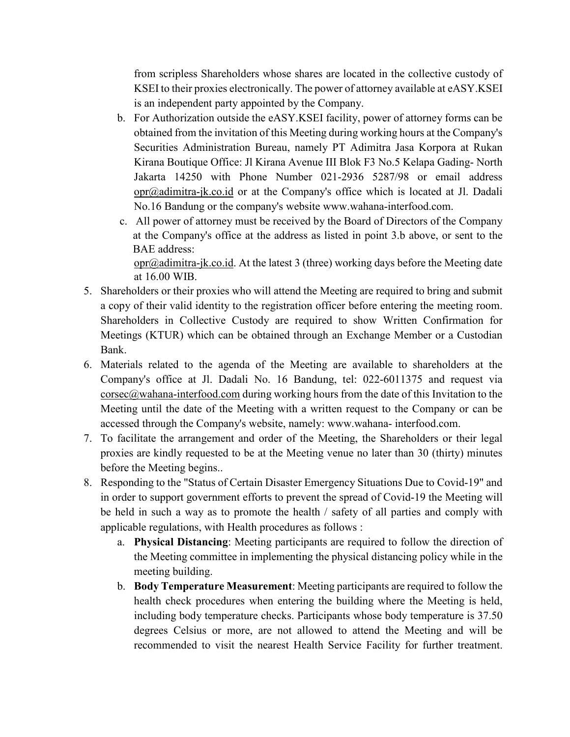from scripless Shareholders whose shares are located in the collective custody of KSEI to their proxies electronically. The power of attorney available at eASY.KSEI is an independent party appointed by the Company.

   b. For Authorization outside the eASY.KSEI facility, power of attorney forms can be obtained from the invitation of this Meeting during working hours at the Company's Securities Administration Bureau, namely PT Adimitra Jasa Korpora at Rukan Kirana Boutique Office: Jl Kirana Avenue III Blok F3 No.5 Kelapa Gading- North Jakarta 14250 with Phone Number 021-2936 5287/98 or email address opr@adimitra-jk.co.id or at the Company's office which is located at Jl. Dadali No.16 Bandung or the company's website www.wahana-interfood.com.

   c. All power of attorney must be received by the Board of Directors of the Company at the Company's office at the address as listed in point 3.b above, or sent to the BAE address: opr@adimitra-jk.co.id. At the latest 3 (three) working days before the Meeting date at 16.00 WIB.

5. Shareholders or their proxies who will attend the Meeting are required to bring and submit a copy of their valid identity to the registration officer before entering the meeting room. Shareholders in Collective Custody are required to show Written Confirmation for Meetings (KTUR) which can be obtained through an Exchange Member or a Custodian Bank.
6. Materials related to the agenda of the Meeting are available to shareholders at the Company's office at Jl. Dadali No. 16 Bandung, tel: 022-6011375 and request via corsec@wahana-interfood.com during working hours from the date of this Invitation to the Meeting until the date of the Meeting with a written request to the Company or can be accessed through the Company's website, namely: www.wahana- interfood.com.
7. To facilitate the arrangement and order of the Meeting, the Shareholders or their legal proxies are kindly requested to be at the Meeting venue no later than 30 (thirty) minutes before the Meeting begins..
8. Responding to the "Status of Certain Disaster Emergency Situations Due to Covid-19" and in order to support government efforts to prevent the spread of Covid-19 the Meeting will be held in such a way as to promote the health / safety of all parties and comply with applicable regulations, with Health procedures as follows :
   a. **Physical Distancing**: Meeting participants are required to follow the direction of the Meeting committee in implementing the physical distancing policy while in the meeting building.
   b. **Body Temperature Measurement**: Meeting participants are required to follow the health check procedures when entering the building where the Meeting is held, including body temperature checks. Participants whose body temperature is 37.50 degrees Celsius or more, are not allowed to attend the Meeting and will be recommended to visit the nearest Health Service Facility for further treatment.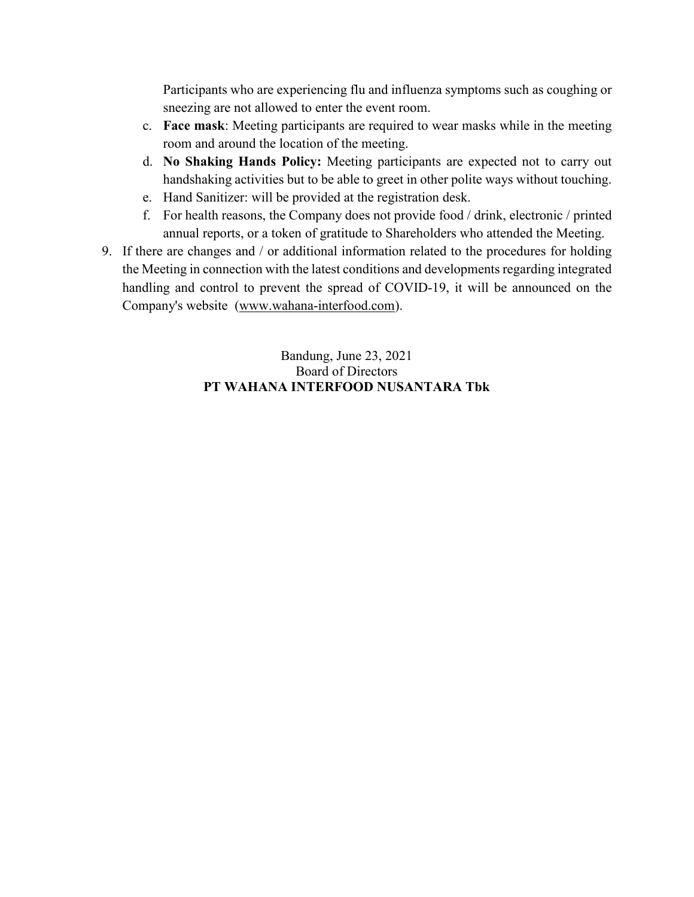Participants who are experiencing flu and influenza symptoms such as coughing or sneezing are not allowed to enter the event room.

c. **Face mask**: Meeting participants are required to wear masks while in the meeting room and around the location of the meeting.
d. **No Shaking Hands Policy:** Meeting participants are expected not to carry out handshaking activities but to be able to greet in other polite ways without touching.
e. Hand Sanitizer: will be provided at the registration desk.
f. For health reasons, the Company does not provide food / drink, electronic / printed annual reports, or a token of gratitude to Shareholders who attended the Meeting.

9. If there are changes and / or additional information related to the procedures for holding the Meeting in connection with the latest conditions and developments regarding integrated handling and control to prevent the spread of COVID-19, it will be announced on the Company's website (www.wahana-interfood.com).

Bandung, June 23, 2021
Board of Directors
**PT WAHANA INTERFOOD NUSANTARA Tbk**